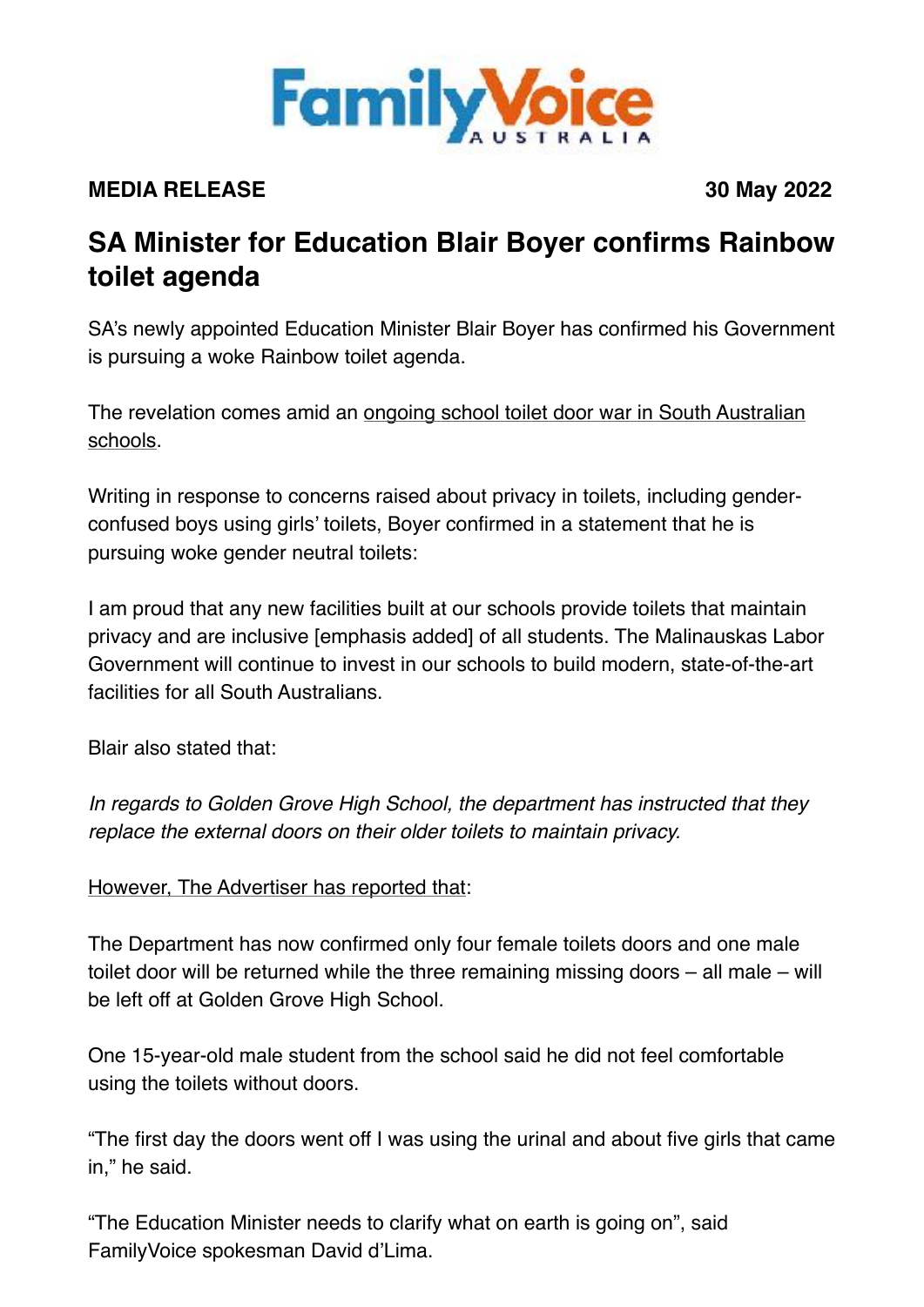FamilyVoice AUSTRALIA

**MEDIA RELEASE** **30 May 2022**

# SA Minister for Education Blair Boyer confirms Rainbow toilet agenda

SA's newly appointed Education Minister Blair Boyer has confirmed his Government is pursuing a woke Rainbow toilet agenda.

The revelation comes amid an ongoing school toilet door war in South Australian schools.

Writing in response to concerns raised about privacy in toilets, including gender-confused boys using girls' toilets, Boyer confirmed in a statement that he is pursuing woke gender neutral toilets:

I am proud that any new facilities built at our schools provide toilets that maintain privacy and are inclusive [emphasis added] of all students. The Malinauskas Labor Government will continue to invest in our schools to build modern, state-of-the-art facilities for all South Australians.

Blair also stated that:

*In regards to Golden Grove High School, the department has instructed that they replace the external doors on their older toilets to maintain privacy.*

However, The Advertiser has reported that:

The Department has now confirmed only four female toilets doors and one male toilet door will be returned while the three remaining missing doors – all male – will be left off at Golden Grove High School.

One 15-year-old male student from the school said he did not feel comfortable using the toilets without doors.

"The first day the doors went off I was using the urinal and about five girls that came in," he said.

"The Education Minister needs to clarify what on earth is going on", said FamilyVoice spokesman David d'Lima.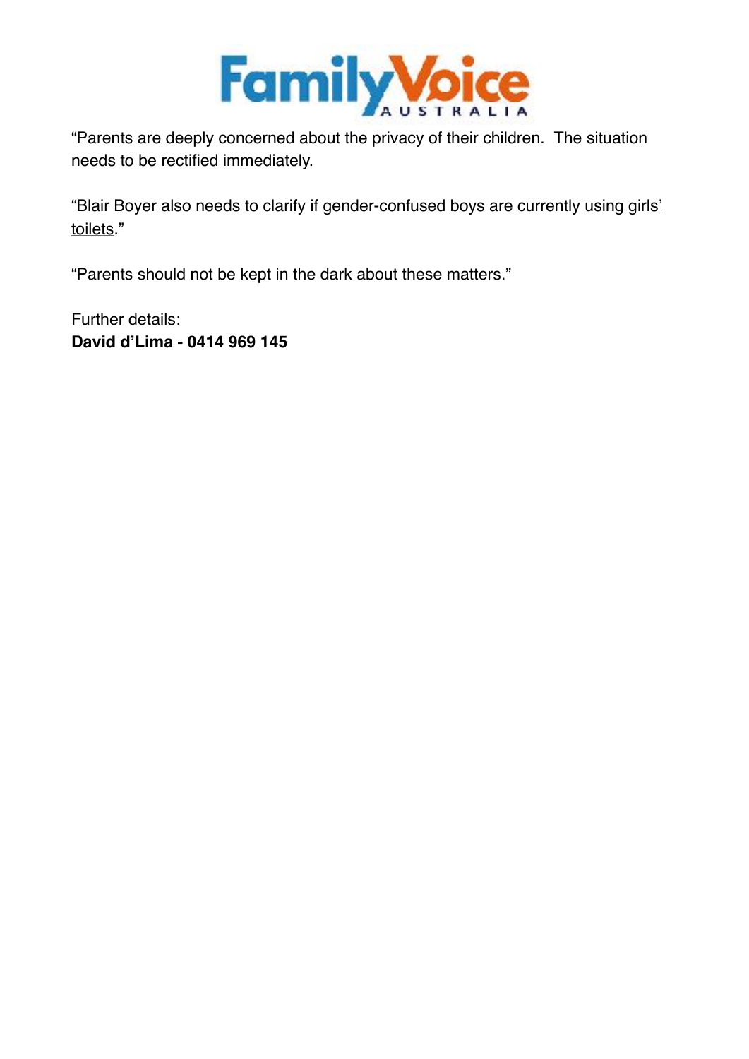FamilyVoice AUSTRALIA

"Parents are deeply concerned about the privacy of their children. The situation needs to be rectified immediately.

"Blair Boyer also needs to clarify if gender-confused boys are currently using girls' toilets."

"Parents should not be kept in the dark about these matters."

Further details:
**David d'Lima - 0414 969 145**